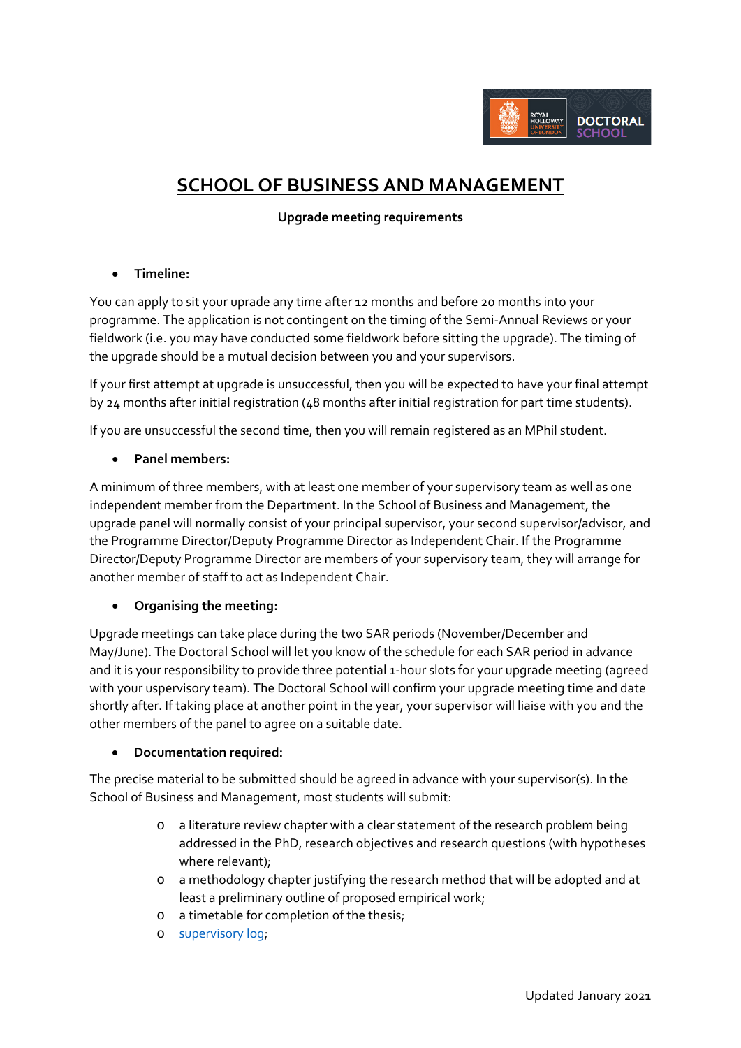# SCHOOL OF BUSINESS AND MANAGEMENT

**Upgrade meeting requirements**

- **Timeline:**

You can apply to sit your upgrade any time after 12 months and before 20 months into your programme. The application is not contingent on the timing of the Semi-Annual Reviews or your fieldwork (i.e. you may have conducted some fieldwork before sitting the upgrade). The timing of the upgrade should be a mutual decision between you and your supervisors.

If your first attempt at upgrade is unsuccessful, then you will be expected to have your final attempt by 24 months after initial registration (48 months after initial registration for part time students).

If you are unsuccessful the second time, then you will remain registered as an MPhil student.

- **Panel members:**

A minimum of three members, with at least one member of your supervisory team as well as one independent member from the Department. In the School of Business and Management, the upgrade panel will normally consist of your principal supervisor, your second supervisor/advisor, and the Programme Director/Deputy Programme Director as Independent Chair. If the Programme Director/Deputy Programme Director are members of your supervisory team, they will arrange for another member of staff to act as Independent Chair.

- **Organising the meeting:**

Upgrade meetings can take place during the two SAR periods (November/December and May/June). The Doctoral School will let you know of the schedule for each SAR period in advance and it is your responsibility to provide three potential 1-hour slots for your upgrade meeting (agreed with your uspervisory team). The Doctoral School will confirm your upgrade meeting time and date shortly after. If taking place at another point in the year, your supervisor will liaise with you and the other members of the panel to agree on a suitable date.

- **Documentation required:**

The precise material to be submitted should be agreed in advance with your supervisor(s). In the School of Business and Management, most students will submit:

- a literature review chapter with a clear statement of the research problem being addressed in the PhD, research objectives and research questions (with hypotheses where relevant);
- a methodology chapter justifying the research method that will be adopted and at least a preliminary outline of proposed empirical work;
- a timetable for completion of the thesis;
- supervisory log;

Updated January 2021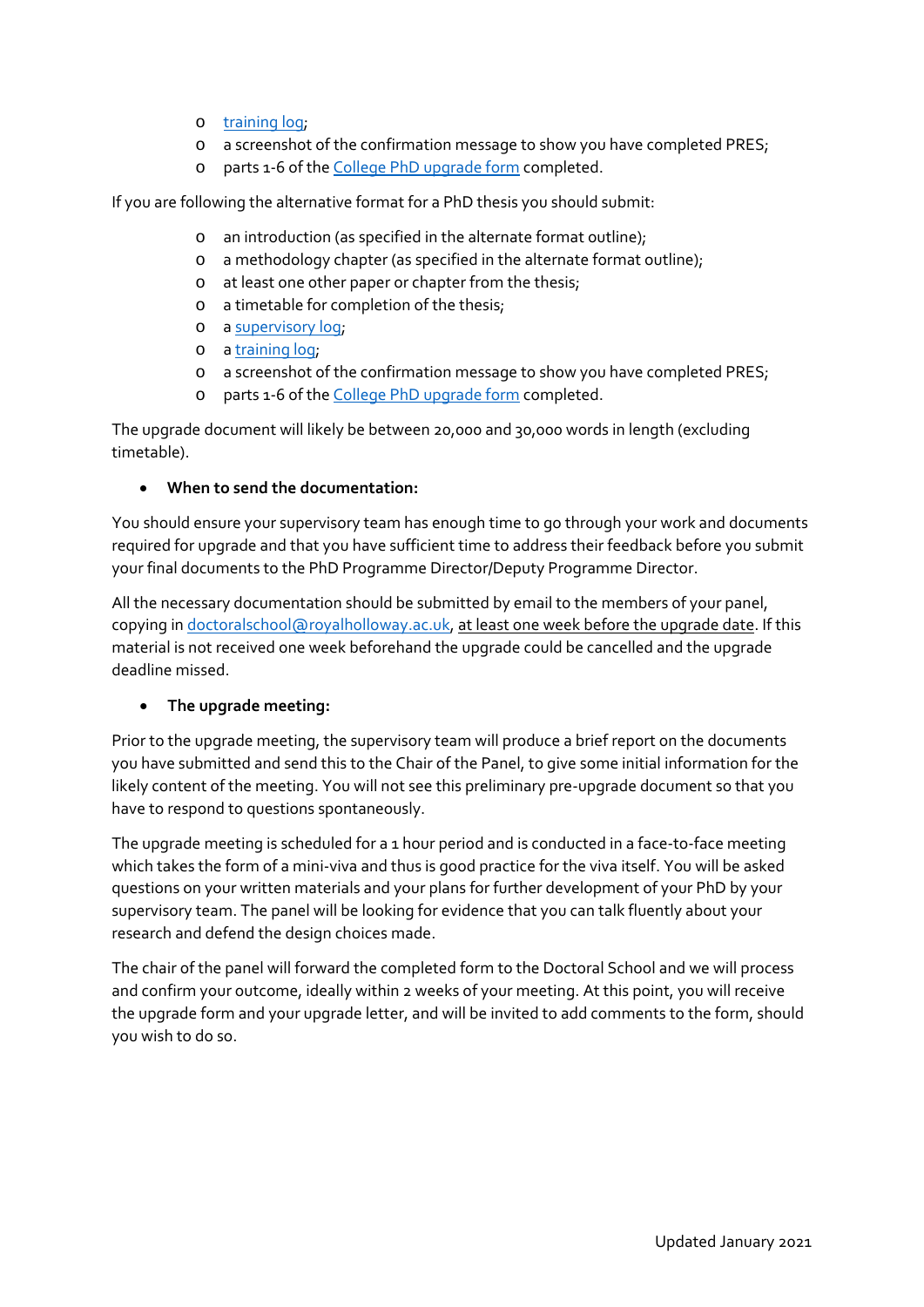- training log;
- a screenshot of the confirmation message to show you have completed PRES;
- parts 1-6 of the College PhD upgrade form completed.

If you are following the alternative format for a PhD thesis you should submit:

- an introduction (as specified in the alternate format outline);
- a methodology chapter (as specified in the alternate format outline);
- at least one other paper or chapter from the thesis;
- a timetable for completion of the thesis;
- a supervisory log;
- a training log;
- a screenshot of the confirmation message to show you have completed PRES;
- parts 1-6 of the College PhD upgrade form completed.

The upgrade document will likely be between 20,000 and 30,000 words in length (excluding timetable).

- **When to send the documentation:**

You should ensure your supervisory team has enough time to go through your work and documents required for upgrade and that you have sufficient time to address their feedback before you submit your final documents to the PhD Programme Director/Deputy Programme Director.

All the necessary documentation should be submitted by email to the members of your panel, copying in doctoralschool@royalholloway.ac.uk, at least one week before the upgrade date. If this material is not received one week beforehand the upgrade could be cancelled and the upgrade deadline missed.

- **The upgrade meeting:**

Prior to the upgrade meeting, the supervisory team will produce a brief report on the documents you have submitted and send this to the Chair of the Panel, to give some initial information for the likely content of the meeting. You will not see this preliminary pre-upgrade document so that you have to respond to questions spontaneously.

The upgrade meeting is scheduled for a 1 hour period and is conducted in a face-to-face meeting which takes the form of a mini-viva and thus is good practice for the viva itself. You will be asked questions on your written materials and your plans for further development of your PhD by your supervisory team. The panel will be looking for evidence that you can talk fluently about your research and defend the design choices made.

The chair of the panel will forward the completed form to the Doctoral School and we will process and confirm your outcome, ideally within 2 weeks of your meeting. At this point, you will receive the upgrade form and your upgrade letter, and will be invited to add comments to the form, should you wish to do so.

Updated January 2021